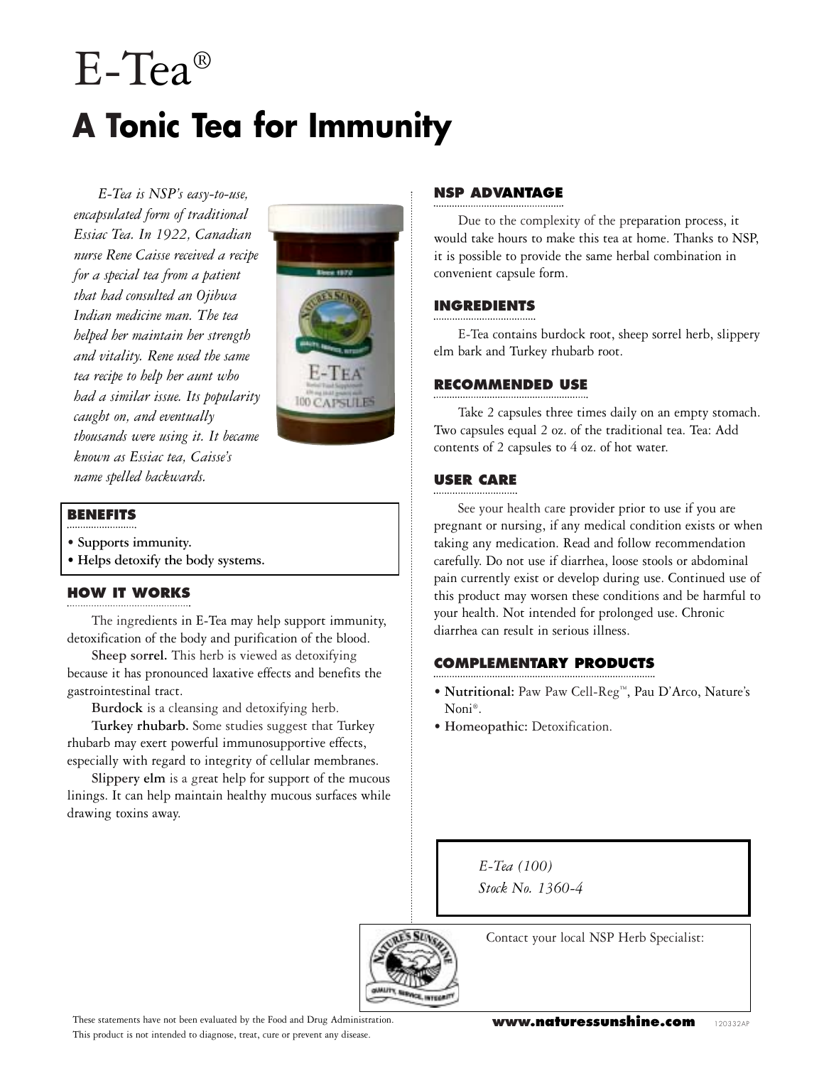# E-Tea®

## A Tonic Tea for Immunity

*E-Tea is NSP's easy-to-use, encapsulated form of traditional Essiac Tea. In 1922, Canadian nurse Rene Caisse received a recipe for a special tea from a patient that had consulted an Ojibwa Indian medicine man. The tea helped her maintain her strength and vitality. Rene used the same tea recipe to help her aunt who had a similar issue. Its popularity caught on, and eventually thousands were using it. It became known as Essiac tea, Caisse's name spelled backwards.*

### BENEFITS

- **Supports immunity.**
- **Helps detoxify the body systems.**

### HOW IT WORKS

The ingredients in E-Tea may help support immunity, detoxification of the body and purification of the blood.

**Sheep sorrel.** This herb is viewed as detoxifying because it has pronounced laxative effects and benefits the gastrointestinal tract.

**Burdock** is a cleansing and detoxifying herb.

**Turkey rhubarb.** Some studies suggest that Turkey rhubarb may exert powerful immunosupportive effects, especially with regard to integrity of cellular membranes.

**Slippery elm** is a great help for support of the mucous linings. It can help maintain healthy mucous surfaces while drawing toxins away.

### NSP ADVANTAGE

Due to the complexity of the preparation process, it would take hours to make this tea at home. Thanks to NSP, it is possible to provide the same herbal combination in convenient capsule form.

### INGREDIENTS

E-Tea contains burdock root, sheep sorrel herb, slippery elm bark and Turkey rhubarb root.

### RECOMMENDED USE

Take 2 capsules three times daily on an empty stomach. Two capsules equal 2 oz. of the traditional tea. Tea: Add contents of 2 capsules to 4 oz. of hot water.

### USER CARE

See your health care provider prior to use if you are pregnant or nursing, if any medical condition exists or when taking any medication. Read and follow recommendation carefully. Do not use if diarrhea, loose stools or abdominal pain currently exist or develop during use. Continued use of this product may worsen these conditions and be harmful to your health. Not intended for prolonged use. Chronic diarrhea can result in serious illness.

### COMPLEMENTARY PRODUCTS

- **Nutritional:** Paw Paw Cell-Reg™, Pau D'Arco, Nature's Noni®.
- **Homeopathic:** Detoxification.

*E-Tea (100)*
*Stock No. 1360-4*

Contact your local NSP Herb Specialist:

These statements have not been evaluated by the Food and Drug Administration. This product is not intended to diagnose, treat, cure or prevent any disease.

**www.naturessunshine.com** 120332AP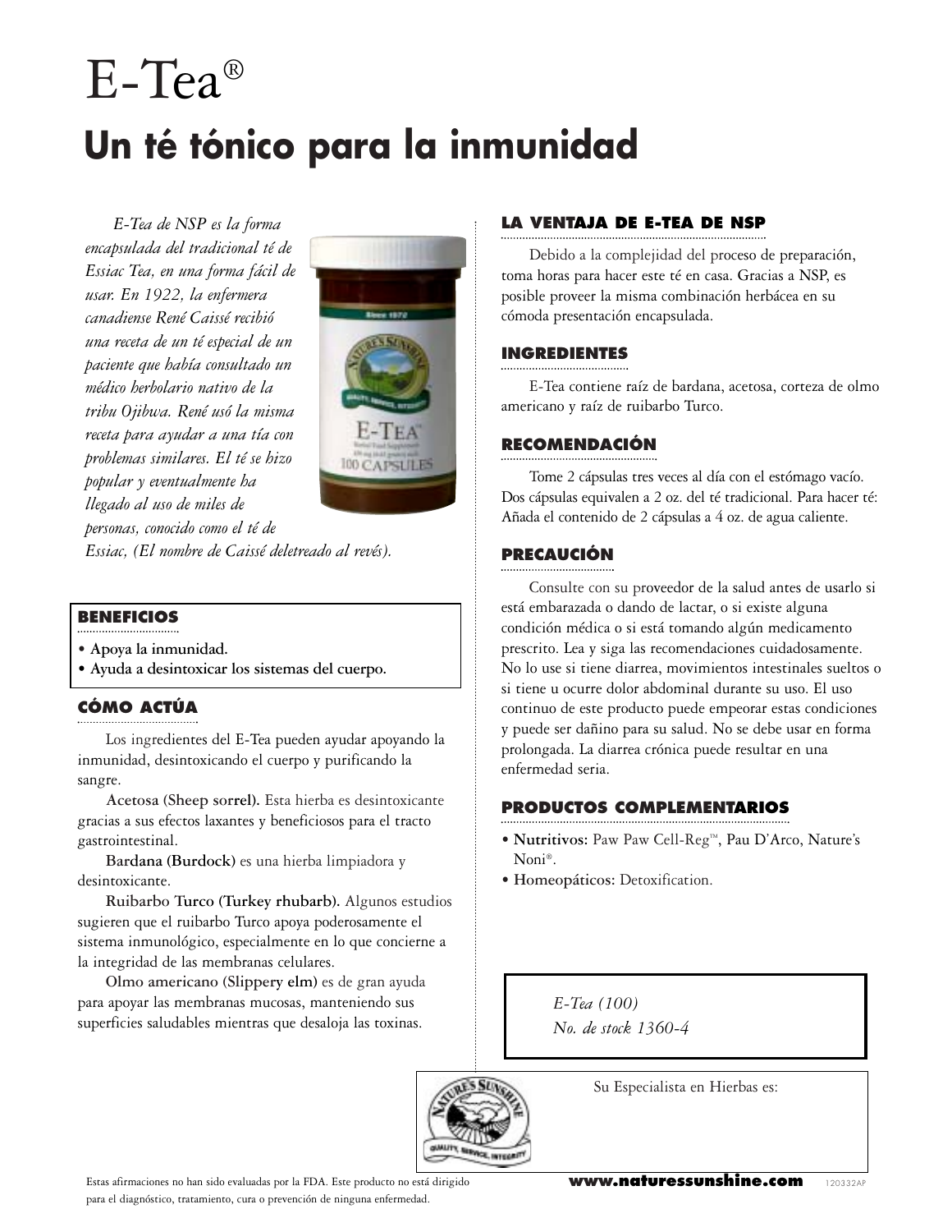# E-Tea®

## Un té tónico para la inmunidad

*E-Tea de NSP es la forma encapsulada del tradicional té de Essiac Tea, en una forma fácil de usar. En 1922, la enfermera canadiense René Caissé recibió una receta de un té especial de un paciente que había consultado un médico herbolario nativo de la tribu Ojibwa. René usó la misma receta para ayudar a una tía con problemas similares. El té se hizo popular y eventualmente ha llegado al uso de miles de personas, conocido como el té de Essiac, (El nombre de Caissé deletreado al revés).*

### BENEFICIOS

- Apoya la inmunidad.
- Ayuda a desintoxicar los sistemas del cuerpo.

### CÓMO ACTÚA

Los ingredientes del E-Tea pueden ayudar apoyando la inmunidad, desintoxicando el cuerpo y purificando la sangre.

**Acetosa (Sheep sorrel).** Esta hierba es desintoxicante gracias a sus efectos laxantes y beneficiosos para el tracto gastrointestinal.

**Bardana (Burdock)** es una hierba limpiadora y desintoxicante.

**Ruibarbo Turco (Turkey rhubarb).** Algunos estudios sugieren que el ruibarbo Turco apoya poderosamente el sistema inmunológico, especialmente en lo que concierne a la integridad de las membranas celulares.

**Olmo americano (Slippery elm)** es de gran ayuda para apoyar las membranas mucosas, manteniendo sus superficies saludables mientras que desaloja las toxinas.

### LA VENTAJA DE E-TEA DE NSP

Debido a la complejidad del proceso de preparación, toma horas para hacer este té en casa. Gracias a NSP, es posible proveer la misma combinación herbácea en su cómoda presentación encapsulada.

### INGREDIENTES

E-Tea contiene raíz de bardana, acetosa, corteza de olmo americano y raíz de ruibarbo Turco.

### RECOMENDACIÓN

Tome 2 cápsulas tres veces al día con el estómago vacío. Dos cápsulas equivalen a 2 oz. del té tradicional. Para hacer té: Añada el contenido de 2 cápsulas a 4 oz. de agua caliente.

### PRECAUCIÓN

Consulte con su proveedor de la salud antes de usarlo si está embarazada o dando de lactar, o si existe alguna condición médica o si está tomando algún medicamento prescrito. Lea y siga las recomendaciones cuidadosamente. No lo use si tiene diarrea, movimientos intestinales sueltos o si tiene u ocurre dolor abdominal durante su uso. El uso continuo de este producto puede empeorar estas condiciones y puede ser dañino para su salud. No se debe usar en forma prolongada. La diarrea crónica puede resultar en una enfermedad seria.

### PRODUCTOS COMPLEMENTARIOS

- **Nutritivos:** Paw Paw Cell-Reg™, Pau D'Arco, Nature's Noni®.
- **Homeopáticos:** Detoxification.

*E-Tea (100)*
*No. de stock 1360-4*

Su Especialista en Hierbas es:

Estas afirmaciones no han sido evaluadas por la FDA. Este producto no está dirigido para el diagnóstico, tratamiento, cura o prevención de ninguna enfermedad.

**www.naturessunshine.com** 120332AP